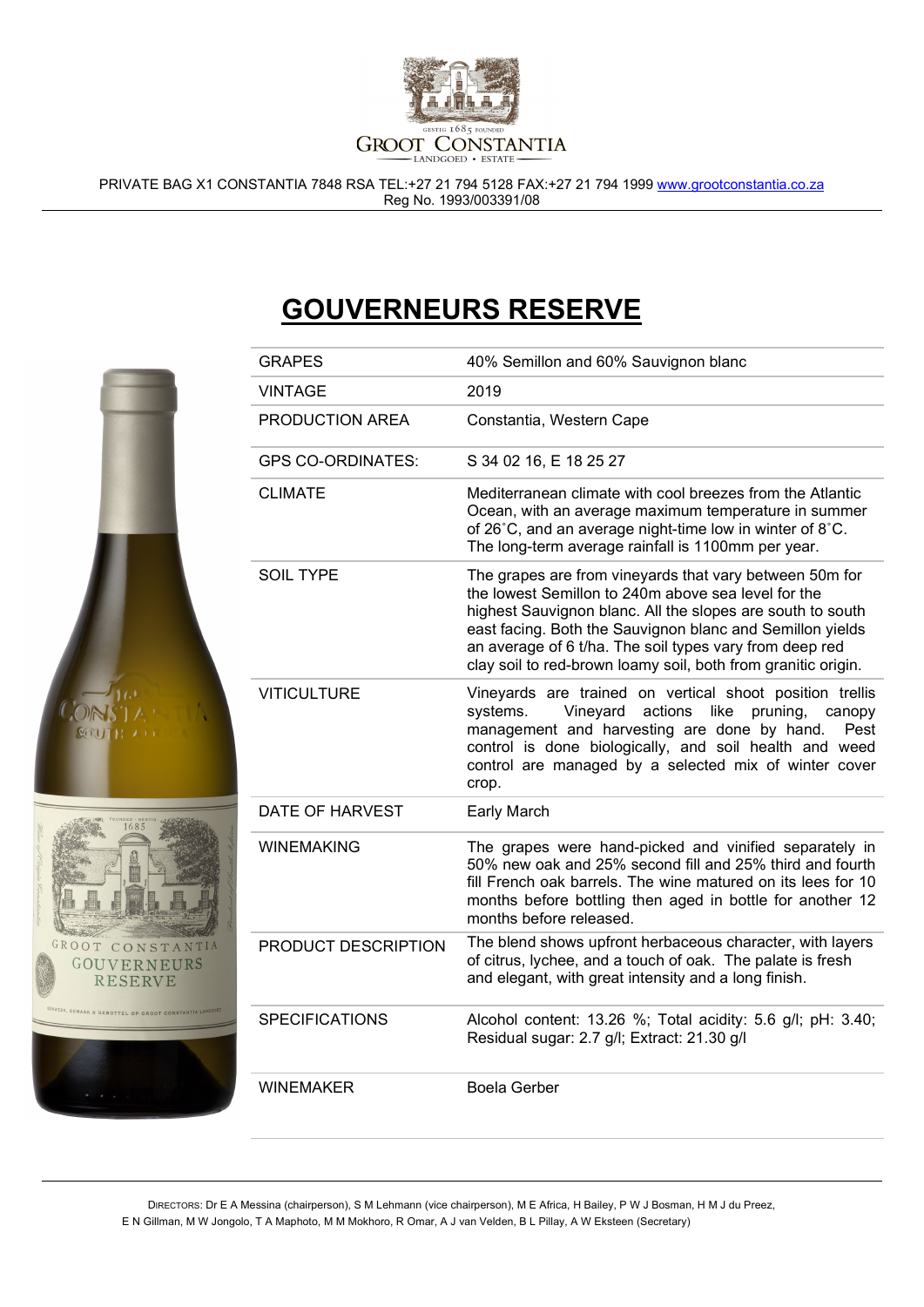PRIVATE BAG X1 CONSTANTIA 7848 RSA TEL:+27 21 794 5128 FAX:+27 21 794 1999 www.grootconstantia.co.za
Reg No. 1993/003391/08

# GOUVERNEURS RESERVE

| | |
|---|---|
| GRAPES | 40% Semillon and 60% Sauvignon blanc |
| VINTAGE | 2019 |
| PRODUCTION AREA | Constantia, Western Cape |
| GPS CO-ORDINATES: | S 34 02 16, E 18 25 27 |
| CLIMATE | Mediterranean climate with cool breezes from the Atlantic Ocean, with an average maximum temperature in summer of 26˚C, and an average night-time low in winter of 8˚C. The long-term average rainfall is 1100mm per year. |
| SOIL TYPE | The grapes are from vineyards that vary between 50m for the lowest Semillon to 240m above sea level for the highest Sauvignon blanc. All the slopes are south to south east facing. Both the Sauvignon blanc and Semillon yields an average of 6 t/ha. The soil types vary from deep red clay soil to red-brown loamy soil, both from granitic origin. |
| VITICULTURE | Vineyards are trained on vertical shoot position trellis systems. Vineyard actions like pruning, canopy management and harvesting are done by hand. Pest control is done biologically, and soil health and weed control are managed by a selected mix of winter cover crop. |
| DATE OF HARVEST | Early March |
| WINEMAKING | The grapes were hand-picked and vinified separately in 50% new oak and 25% second fill and 25% third and fourth fill French oak barrels. The wine matured on its lees for 10 months before bottling then aged in bottle for another 12 months before released. |
| PRODUCT DESCRIPTION | The blend shows upfront herbaceous character, with layers of citrus, lychee, and a touch of oak. The palate is fresh and elegant, with great intensity and a long finish. |
| SPECIFICATIONS | Alcohol content: 13.26 %; Total acidity: 5.6 g/l; pH: 3.40; Residual sugar: 2.7 g/l; Extract: 21.30 g/l |
| WINEMAKER | Boela Gerber |

DIRECTORS: Dr E A Messina (chairperson), S M Lehmann (vice chairperson), M E Africa, H Bailey, P W J Bosman, H M J du Preez, E N Gillman, M W Jongolo, T A Maphoto, M M Mokhoro, R Omar, A J van Velden, B L Pillay, A W Eksteen (Secretary)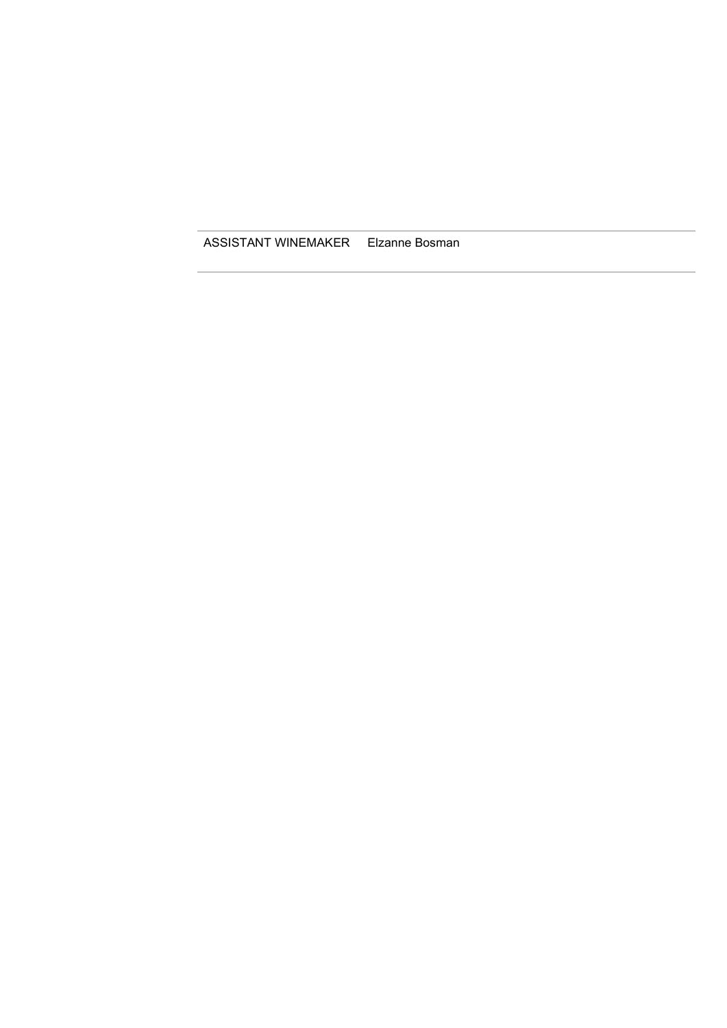| | |
|---|---|
| ASSISTANT WINEMAKER | Elzanne Bosman |